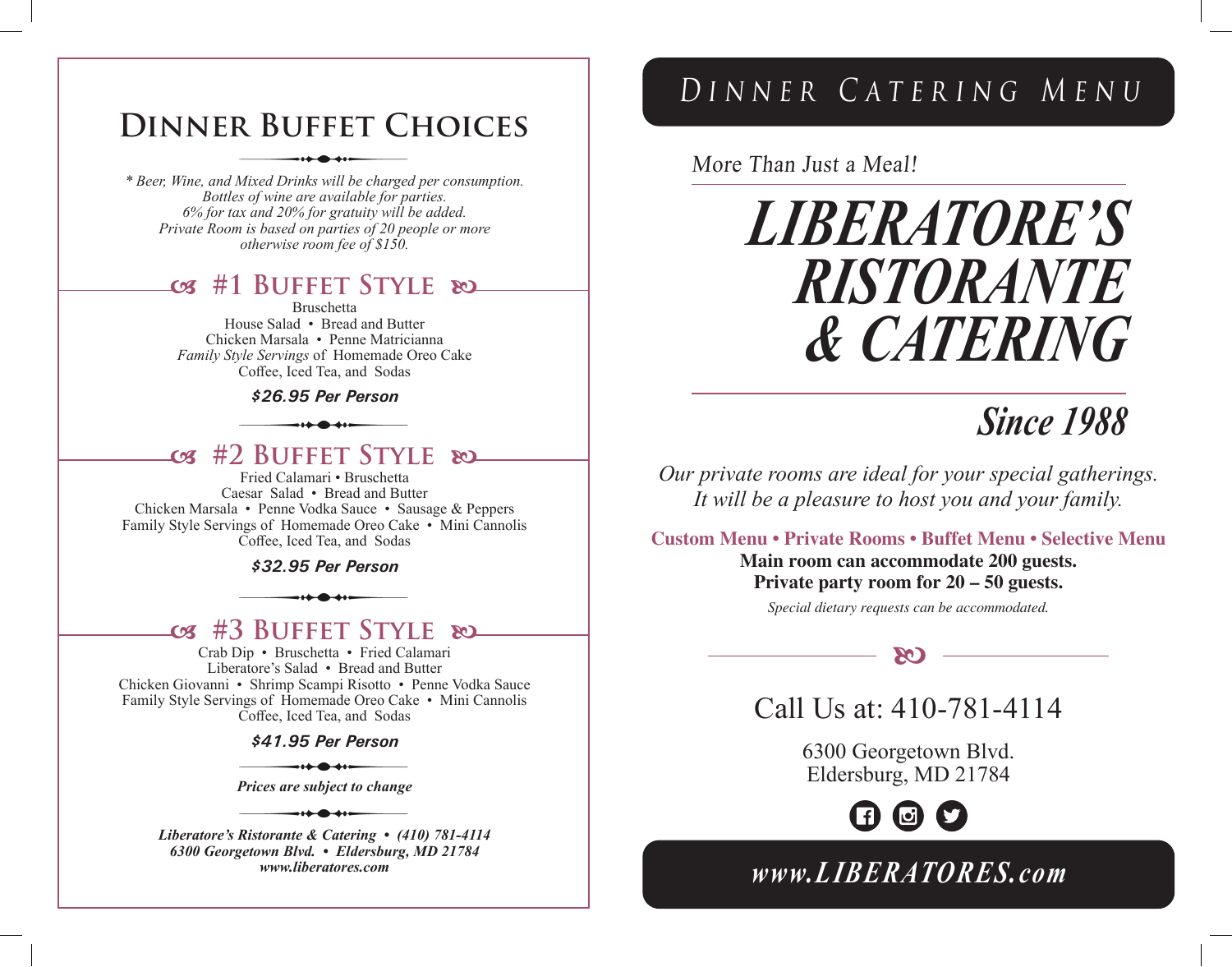# Dinner Buffet Choices

*\* Beer, Wine, and Mixed Drinks will be charged per consumption.*
*Bottles of wine are available for parties.*
*6% for tax and 20% for gratuity will be added.*
*Private Room is based on parties of 20 people or more otherwise room fee of $150.*

## #1 Buffet Style

Bruschetta
House Salad • Bread and Butter
Chicken Marsala • Penne Matricianna
*Family Style Servings* of Homemade Oreo Cake
Coffee, Iced Tea, and Sodas

***$26.95 Per Person***

## #2 Buffet Style

Fried Calamari • Bruschetta
Caesar Salad • Bread and Butter
Chicken Marsala • Penne Vodka Sauce • Sausage & Peppers
Family Style Servings of Homemade Oreo Cake • Mini Cannolis
Coffee, Iced Tea, and Sodas

***$32.95 Per Person***

## #3 Buffet Style

Crab Dip • Bruschetta • Fried Calamari
Liberatore's Salad • Bread and Butter
Chicken Giovanni • Shrimp Scampi Risotto • Penne Vodka Sauce
Family Style Servings of Homemade Oreo Cake • Mini Cannolis
Coffee, Iced Tea, and Sodas

***$41.95 Per Person***

***Prices are subject to change***

***Liberatore's Ristorante & Catering • (410) 781-4114***
***6300 Georgetown Blvd. • Eldersburg, MD 21784***
***www.liberatores.com***

# *Dinner Catering Menu*

*More Than Just a Meal!*

# *LIBERATORE'S RISTORANTE & CATERING*

*Since 1988*

*Our private rooms are ideal for your special gatherings.*
*It will be a pleasure to host you and your family.*

**Custom Menu • Private Rooms • Buffet Menu • Selective Menu**
**Main room can accommodate 200 guests.**
**Private party room for 20 – 50 guests.**

*Special dietary requests can be accommodated.*

Call Us at: 410-781-4114

6300 Georgetown Blvd.
Eldersburg, MD 21784

*www.LIBERATORES.com*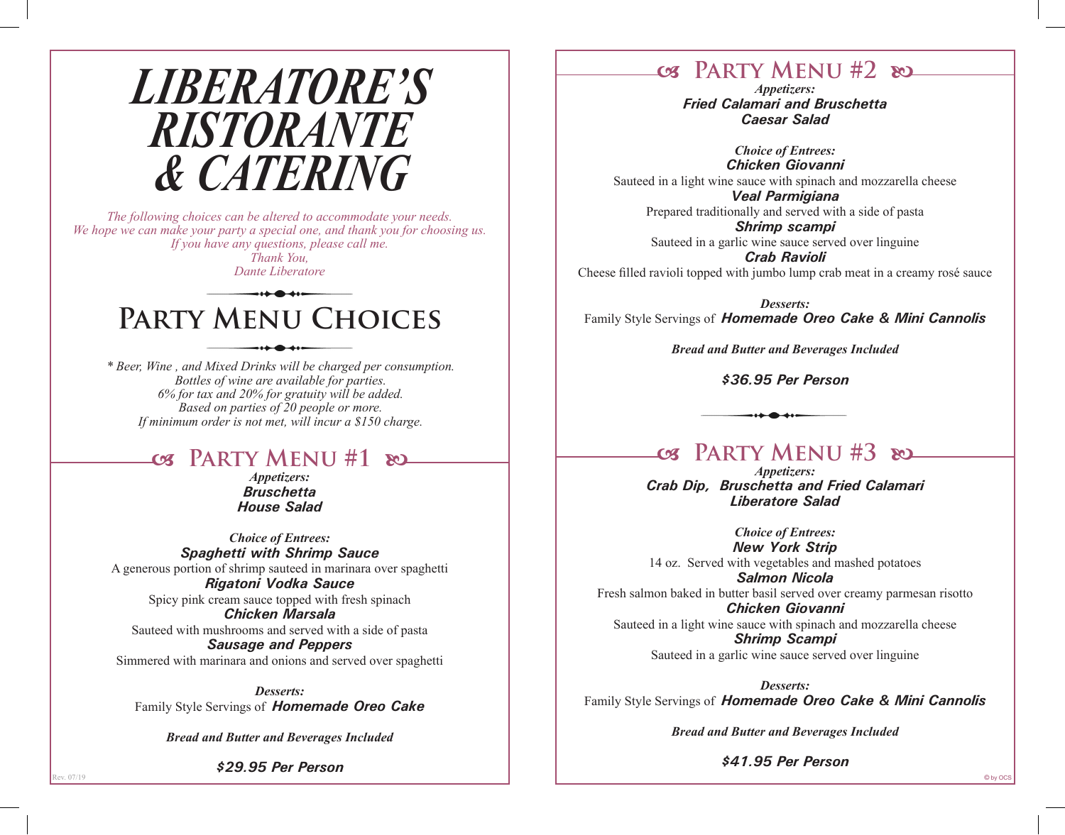# LIBERATORE'S RISTORANTE & CATERING

*The following choices can be altered to accommodate your needs.*
*We hope we can make your party a special one, and thank you for choosing us.*
*If you have any questions, please call me.*
*Thank You,*
*Dante Liberatore*

## Party Menu Choices

*\* Beer, Wine , and Mixed Drinks will be charged per consumption.*
*Bottles of wine are available for parties.*
*6% for tax and 20% for gratuity will be added.*
*Based on parties of 20 people or more.*
*If minimum order is not met, will incur a $150 charge.*

## Party Menu #1

*Appetizers:*
***Bruschetta***
***House Salad***

*Choice of Entrees:*

***Spaghetti with Shrimp Sauce***
A generous portion of shrimp sauteed in marinara over spaghetti

***Rigatoni Vodka Sauce***
Spicy pink cream sauce topped with fresh spinach

***Chicken Marsala***
Sauteed with mushrooms and served with a side of pasta

***Sausage and Peppers***
Simmered with marinara and onions and served over spaghetti

*Desserts:*
Family Style Servings of ***Homemade Oreo Cake***

***Bread and Butter and Beverages Included***

***$29.95 Per Person***

Rev. 07/19

## Party Menu #2

*Appetizers:*
***Fried Calamari and Bruschetta***
***Caesar Salad***

*Choice of Entrees:*

***Chicken Giovanni***
Sauteed in a light wine sauce with spinach and mozzarella cheese

***Veal Parmigiana***
Prepared traditionally and served with a side of pasta

***Shrimp scampi***
Sauteed in a garlic wine sauce served over linguine

***Crab Ravioli***
Cheese filled ravioli topped with jumbo lump crab meat in a creamy rosé sauce

*Desserts:*
Family Style Servings of ***Homemade Oreo Cake & Mini Cannolis***

***Bread and Butter and Beverages Included***

***$36.95 Per Person***

## Party Menu #3

*Appetizers:*
***Crab Dip, Bruschetta and Fried Calamari***
***Liberatore Salad***

*Choice of Entrees:*

***New York Strip***
14 oz. Served with vegetables and mashed potatoes

***Salmon Nicola***
Fresh salmon baked in butter basil served over creamy parmesan risotto

***Chicken Giovanni***
Sauteed in a light wine sauce with spinach and mozzarella cheese

***Shrimp Scampi***
Sauteed in a garlic wine sauce served over linguine

*Desserts:*
Family Style Servings of ***Homemade Oreo Cake & Mini Cannolis***

***Bread and Butter and Beverages Included***

***$41.95 Per Person***

© by OCS